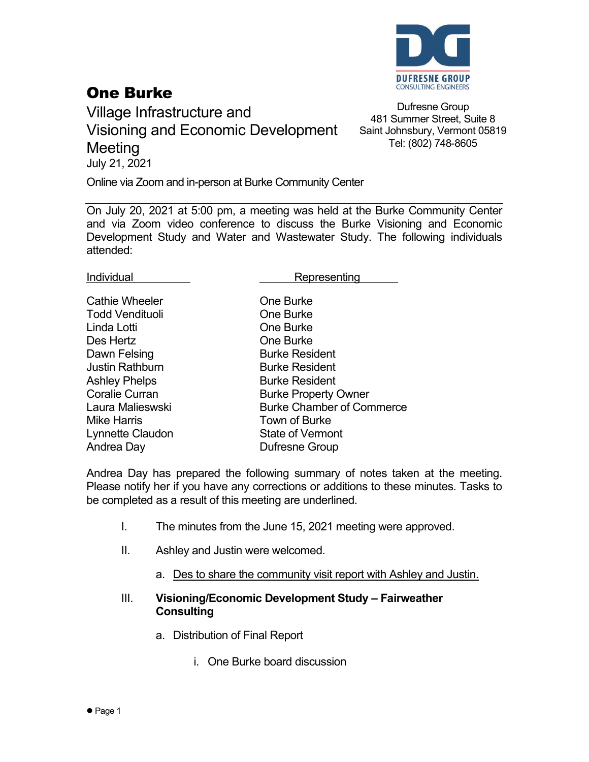DUFRESNE GROUP
CONSULTING ENGINEERS

# One Burke

## Village Infrastructure and Visioning and Economic Development Meeting

July 21, 2021

Online via Zoom and in-person at Burke Community Center

Dufresne Group
481 Summer Street, Suite 8
Saint Johnsbury, Vermont 05819
Tel: (802) 748-8605

---

On July 20, 2021 at 5:00 pm, a meeting was held at the Burke Community Center and via Zoom video conference to discuss the Burke Visioning and Economic Development Study and Water and Wastewater Study. The following individuals attended:

| Individual | Representing |
|---|---|
| Cathie Wheeler | One Burke |
| Todd Vendituoli | One Burke |
| Linda Lotti | One Burke |
| Des Hertz | One Burke |
| Dawn Felsing | Burke Resident |
| Justin Rathburn | Burke Resident |
| Ashley Phelps | Burke Resident |
| Coralie Curran | Burke Property Owner |
| Laura Malieswski | Burke Chamber of Commerce |
| Mike Harris | Town of Burke |
| Lynnette Claudon | State of Vermont |
| Andrea Day | Dufresne Group |

Andrea Day has prepared the following summary of notes taken at the meeting. Please notify her if you have any corrections or additions to these minutes. Tasks to be completed as a result of this meeting are underlined.

I. The minutes from the June 15, 2021 meeting were approved.

II. Ashley and Justin were welcomed.

  a. <u>Des to share the community visit report with Ashley and Justin.</u>

III. **Visioning/Economic Development Study – Fairweather Consulting**

  a. Distribution of Final Report

    i. One Burke board discussion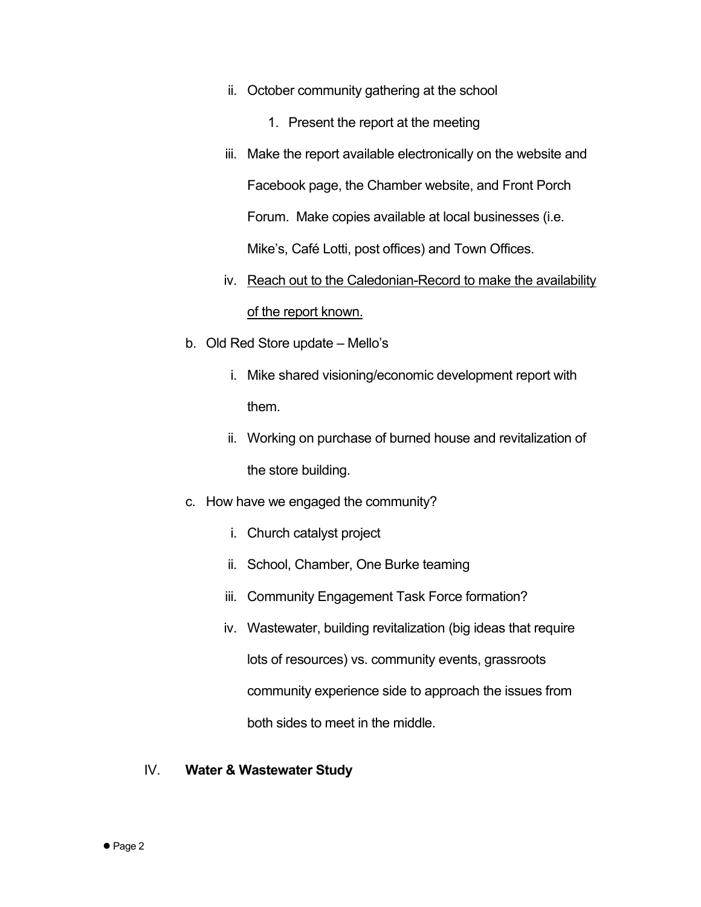ii. October community gathering at the school

    1. Present the report at the meeting

iii. Make the report available electronically on the website and Facebook page, the Chamber website, and Front Porch Forum. Make copies available at local businesses (i.e. Mike's, Café Lotti, post offices) and Town Offices.

iv. <u>Reach out to the Caledonian-Record to make the availability of the report known.</u>

b. Old Red Store update – Mello's

   i. Mike shared visioning/economic development report with them.

   ii. Working on purchase of burned house and revitalization of the store building.

c. How have we engaged the community?

   i. Church catalyst project

   ii. School, Chamber, One Burke teaming

   iii. Community Engagement Task Force formation?

   iv. Wastewater, building revitalization (big ideas that require lots of resources) vs. community events, grassroots community experience side to approach the issues from both sides to meet in the middle.

IV. **Water & Wastewater Study**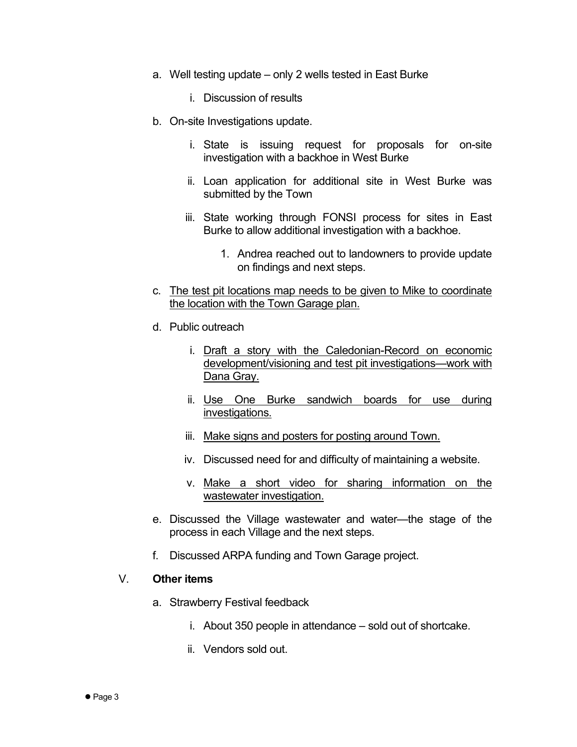a. Well testing update – only 2 wells tested in East Burke

    i. Discussion of results

b. On-site Investigations update.

    i. State is issuing request for proposals for on-site investigation with a backhoe in West Burke

    ii. Loan application for additional site in West Burke was submitted by the Town

    iii. State working through FONSI process for sites in East Burke to allow additional investigation with a backhoe.

        1. Andrea reached out to landowners to provide update on findings and next steps.

c. <u>The test pit locations map needs to be given to Mike to coordinate the location with the Town Garage plan.</u>

d. Public outreach

    i. <u>Draft a story with the Caledonian-Record on economic development/visioning and test pit investigations—work with Dana Gray.</u>

    ii. <u>Use One Burke sandwich boards for use during investigations.</u>

    iii. <u>Make signs and posters for posting around Town.</u>

    iv. Discussed need for and difficulty of maintaining a website.

    v. <u>Make a short video for sharing information on the wastewater investigation.</u>

e. Discussed the Village wastewater and water—the stage of the process in each Village and the next steps.

f. Discussed ARPA funding and Town Garage project.

V. **Other items**

a. Strawberry Festival feedback

    i. About 350 people in attendance – sold out of shortcake.

    ii. Vendors sold out.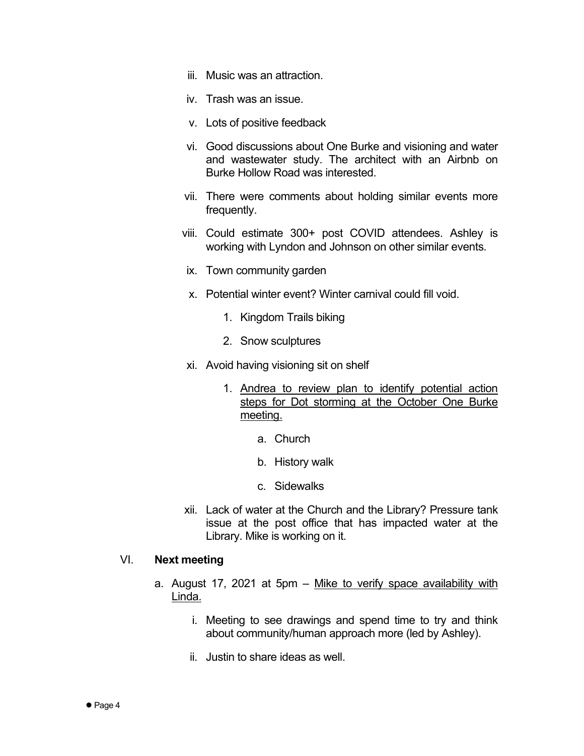iii. Music was an attraction.

iv. Trash was an issue.

v. Lots of positive feedback

vi. Good discussions about One Burke and visioning and water and wastewater study. The architect with an Airbnb on Burke Hollow Road was interested.

vii. There were comments about holding similar events more frequently.

viii. Could estimate 300+ post COVID attendees. Ashley is working with Lyndon and Johnson on other similar events.

ix. Town community garden

x. Potential winter event? Winter carnival could fill void.

    1. Kingdom Trails biking
    2. Snow sculptures

xi. Avoid having visioning sit on shelf

    1. <u>Andrea to review plan to identify potential action steps for Dot storming at the October One Burke meeting.</u>

        a. Church
        b. History walk
        c. Sidewalks

xii. Lack of water at the Church and the Library? Pressure tank issue at the post office that has impacted water at the Library. Mike is working on it.

VI. **Next meeting**

a. August 17, 2021 at 5pm – <u>Mike to verify space availability with Linda.</u>

    i. Meeting to see drawings and spend time to try and think about community/human approach more (led by Ashley).

    ii. Justin to share ideas as well.